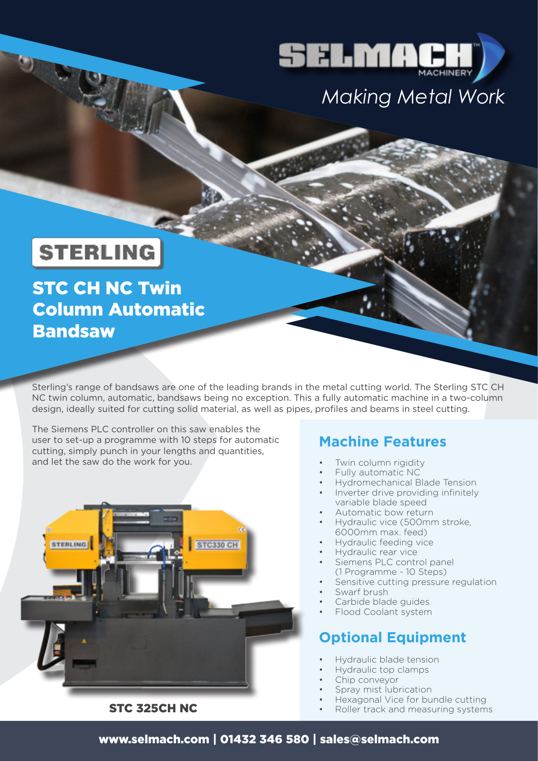SELMACH MACHINERY

*Making Metal Work*

STERLING

# STC CH NC Twin Column Automatic Bandsaw

Sterling's range of bandsaws are one of the leading brands in the metal cutting world. The Sterling STC CH NC twin column, automatic, bandsaws being no exception. This a fully automatic machine in a two-column design, ideally suited for cutting solid material, as well as pipes, profiles and beams in steel cutting.

The Siemens PLC controller on this saw enables the user to set-up a programme with 10 steps for automatic cutting, simply punch in your lengths and quantities, and let the saw do the work for you.

STC 325CH NC

## Machine Features

- Twin column rigidity
- Fully automatic NC
- Hydromechanical Blade Tension
- Inverter drive providing infinitely variable blade speed
- Automatic bow return
- Hydraulic vice (500mm stroke, 6000mm max. feed)
- Hydraulic feeding vice
- Hydraulic rear vice
- Siemens PLC control panel (1 Programme - 10 Steps)
- Sensitive cutting pressure regulation
- Swarf brush
- Carbide blade guides
- Flood Coolant system

## Optional Equipment

- Hydraulic blade tension
- Hydraulic top clamps
- Chip conveyor
- Spray mist lubrication
- Hexagonal Vice for bundle cutting
- Roller track and measuring systems

**www.selmach.com | 01432 346 580 | sales@selmach.com**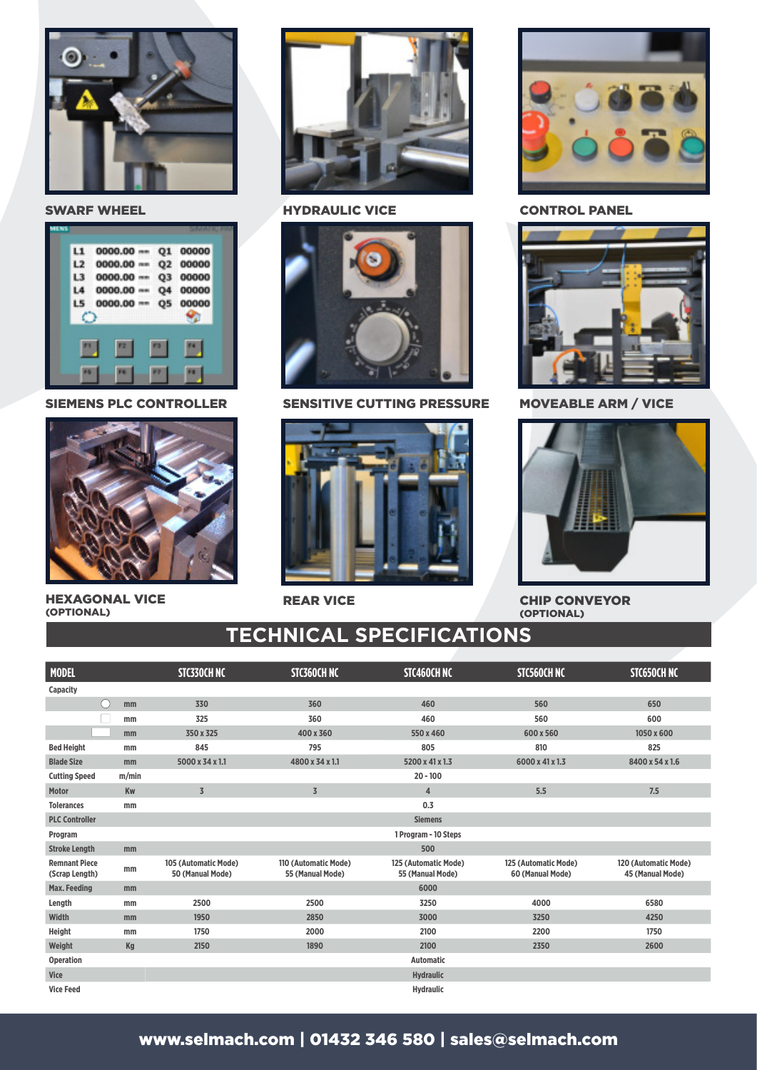SWARF WHEEL

HYDRAULIC VICE

CONTROL PANEL

SIEMENS PLC CONTROLLER

SENSITIVE CUTTING PRESSURE

MOVEABLE ARM / VICE

HEXAGONAL VICE
(OPTIONAL)

REAR VICE

CHIP CONVEYOR
(OPTIONAL)

## TECHNICAL SPECIFICATIONS

| MODEL | | STC330CH NC | STC360CH NC | STC460CH NC | STC560CH NC | STC650CH NC |
|---|---|---|---|---|---|---|
| Capacity | | | | | | |
| ○ | mm | 330 | 360 | 460 | 560 | 650 |
| □ | mm | 325 | 360 | 460 | 560 | 600 |
| ▭ | mm | 350 x 325 | 400 x 360 | 550 x 460 | 600 x 560 | 1050 x 600 |
| Bed Height | mm | 845 | 795 | 805 | 810 | 825 |
| Blade Size | mm | 5000 x 34 x 1.1 | 4800 x 34 x 1.1 | 5200 x 41 x 1.3 | 6000 x 41 x 1.3 | 8400 x 54 x 1.6 |
| Cutting Speed | m/min | | | 20 - 100 | | |
| Motor | Kw | 3 | 3 | 4 | 5.5 | 7.5 |
| Tolerances | mm | | | 0.3 | | |
| PLC Controller | | | | Siemens | | |
| Program | | | | 1 Program - 10 Steps | | |
| Stroke Length | mm | | | 500 | | |
| Remnant Piece (Scrap Length) | mm | 105 (Automatic Mode) 50 (Manual Mode) | 110 (Automatic Mode) 55 (Manual Mode) | 125 (Automatic Mode) 55 (Manual Mode) | 125 (Automatic Mode) 60 (Manual Mode) | 120 (Automatic Mode) 45 (Manual Mode) |
| Max. Feeding | mm | | | 6000 | | |
| Length | mm | 2500 | 2500 | 3250 | 4000 | 6580 |
| Width | mm | 1950 | 2850 | 3000 | 3250 | 4250 |
| Height | mm | 1750 | 2000 | 2100 | 2200 | 1750 |
| Weight | Kg | 2150 | 1890 | 2100 | 2350 | 2600 |
| Operation | | | | Automatic | | |
| Vice | | | | Hydraulic | | |
| Vice Feed | | | | Hydraulic | | |

**www.selmach.com | 01432 346 580 | sales@selmach.com**